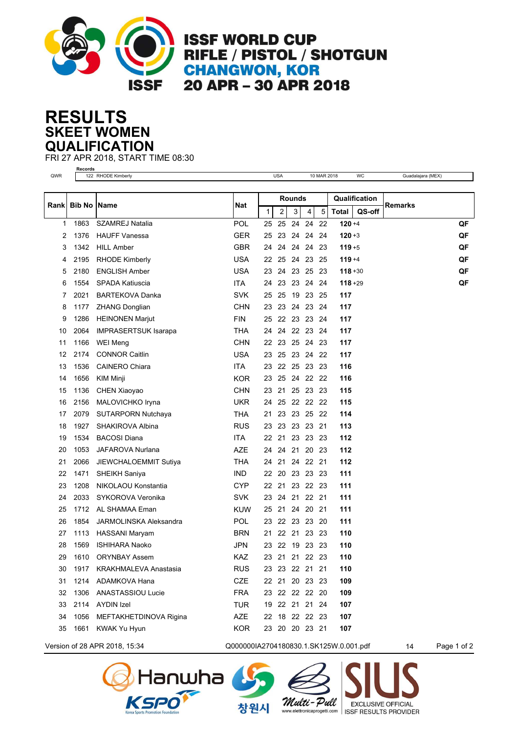# ISSF WORLD CUP
# RIFLE / PISTOL / SHOTGUN
# CHANGWON, KOR
# 20 APR – 30 APR 2018

# RESULTS
## SKEET WOMEN
## QUALIFICATION
FRI 27 APR 2018, START TIME 08:30

| | Records | | | | |
|---|---|---|---|---|---|
| QWR | 122 RHODE Kimberly | USA | 10 MAR 2018 | WC | Guadalajara (MEX) |

| Rank | Bib No | Name | Nat | Rounds | | | | | Qualification | | Remarks |
|---|---|---|---|---|---|---|---|---|---|---|---|
| | | | | 1 | 2 | 3 | 4 | 5 | Total | QS-off | |
| 1 | 1863 | SZAMREJ Natalia | POL | 25 | 25 | 24 | 24 | 22 | **120** | +4 | QF |
| 2 | 1376 | HAUFF Vanessa | GER | 25 | 23 | 24 | 24 | 24 | **120** | +3 | QF |
| 3 | 1342 | HILL Amber | GBR | 24 | 24 | 24 | 24 | 23 | **119** | +5 | QF |
| 4 | 2195 | RHODE Kimberly | USA | 22 | 25 | 24 | 23 | 25 | **119** | +4 | QF |
| 5 | 2180 | ENGLISH Amber | USA | 23 | 24 | 23 | 25 | 23 | **118** | +30 | QF |
| 6 | 1554 | SPADA Katiuscia | ITA | 24 | 23 | 23 | 24 | 24 | **118** | +29 | QF |
| 7 | 2021 | BARTEKOVA Danka | SVK | 25 | 25 | 19 | 23 | 25 | **117** | | |
| 8 | 1177 | ZHANG Donglian | CHN | 23 | 23 | 24 | 23 | 24 | **117** | | |
| 9 | 1286 | HEINONEN Marjut | FIN | 25 | 22 | 23 | 23 | 24 | **117** | | |
| 10 | 2064 | IMPRASERTSUK Isarapa | THA | 24 | 24 | 22 | 23 | 24 | **117** | | |
| 11 | 1166 | WEI Meng | CHN | 22 | 23 | 25 | 24 | 23 | **117** | | |
| 12 | 2174 | CONNOR Caitlin | USA | 23 | 25 | 23 | 24 | 22 | **117** | | |
| 13 | 1536 | CAINERO Chiara | ITA | 23 | 22 | 25 | 23 | 23 | **116** | | |
| 14 | 1656 | KIM Minji | KOR | 23 | 25 | 24 | 22 | 22 | **116** | | |
| 15 | 1136 | CHEN Xiaoyao | CHN | 23 | 21 | 25 | 23 | 23 | **115** | | |
| 16 | 2156 | MALOVICHKO Iryna | UKR | 24 | 25 | 22 | 22 | 22 | **115** | | |
| 17 | 2079 | SUTARPORN Nutchaya | THA | 21 | 23 | 23 | 25 | 22 | **114** | | |
| 18 | 1927 | SHAKIROVA Albina | RUS | 23 | 23 | 23 | 23 | 21 | **113** | | |
| 19 | 1534 | BACOSI Diana | ITA | 22 | 21 | 23 | 23 | 23 | **112** | | |
| 20 | 1053 | JAFAROVA Nurlana | AZE | 24 | 24 | 21 | 20 | 23 | **112** | | |
| 21 | 2066 | JIEWCHALOEMMIT Sutiya | THA | 24 | 21 | 24 | 22 | 21 | **112** | | |
| 22 | 1471 | SHEIKH Saniya | IND | 22 | 20 | 23 | 23 | 23 | **111** | | |
| 23 | 1208 | NIKOLAOU Konstantia | CYP | 22 | 21 | 23 | 22 | 23 | **111** | | |
| 24 | 2033 | SYKOROVA Veronika | SVK | 23 | 24 | 21 | 22 | 21 | **111** | | |
| 25 | 1712 | AL SHAMAA Eman | KUW | 25 | 21 | 24 | 20 | 21 | **111** | | |
| 26 | 1854 | JARMOLINSKA Aleksandra | POL | 23 | 22 | 23 | 23 | 20 | **111** | | |
| 27 | 1113 | HASSANI Maryam | BRN | 21 | 22 | 21 | 23 | 23 | **110** | | |
| 28 | 1569 | ISHIHARA Naoko | JPN | 23 | 22 | 19 | 23 | 23 | **110** | | |
| 29 | 1610 | ORYNBAY Assem | KAZ | 23 | 21 | 21 | 22 | 23 | **110** | | |
| 30 | 1917 | KRAKHMALEVA Anastasia | RUS | 23 | 23 | 22 | 21 | 21 | **110** | | |
| 31 | 1214 | ADAMKOVA Hana | CZE | 22 | 21 | 20 | 23 | 23 | **109** | | |
| 32 | 1306 | ANASTASSIOU Lucie | FRA | 23 | 22 | 22 | 22 | 20 | **109** | | |
| 33 | 2114 | AYDIN Izel | TUR | 19 | 22 | 21 | 21 | 24 | **107** | | |
| 34 | 1056 | MEFTAKHETDINOVA Rigina | AZE | 22 | 18 | 22 | 22 | 23 | **107** | | |
| 35 | 1661 | KWAK Yu Hyun | KOR | 23 | 20 | 20 | 23 | 21 | **107** | | |

Version of 28 APR 2018, 15:34 Q000000IA2704180830.1.SK125W.0.001.pdf 14

Hanwha KSPO Korea Sports Promotion Foundation 창원시 Multi-Pull www.elettronicaprogetti.com SIUS EXCLUSIVE OFFICIAL ISSF RESULTS PROVIDER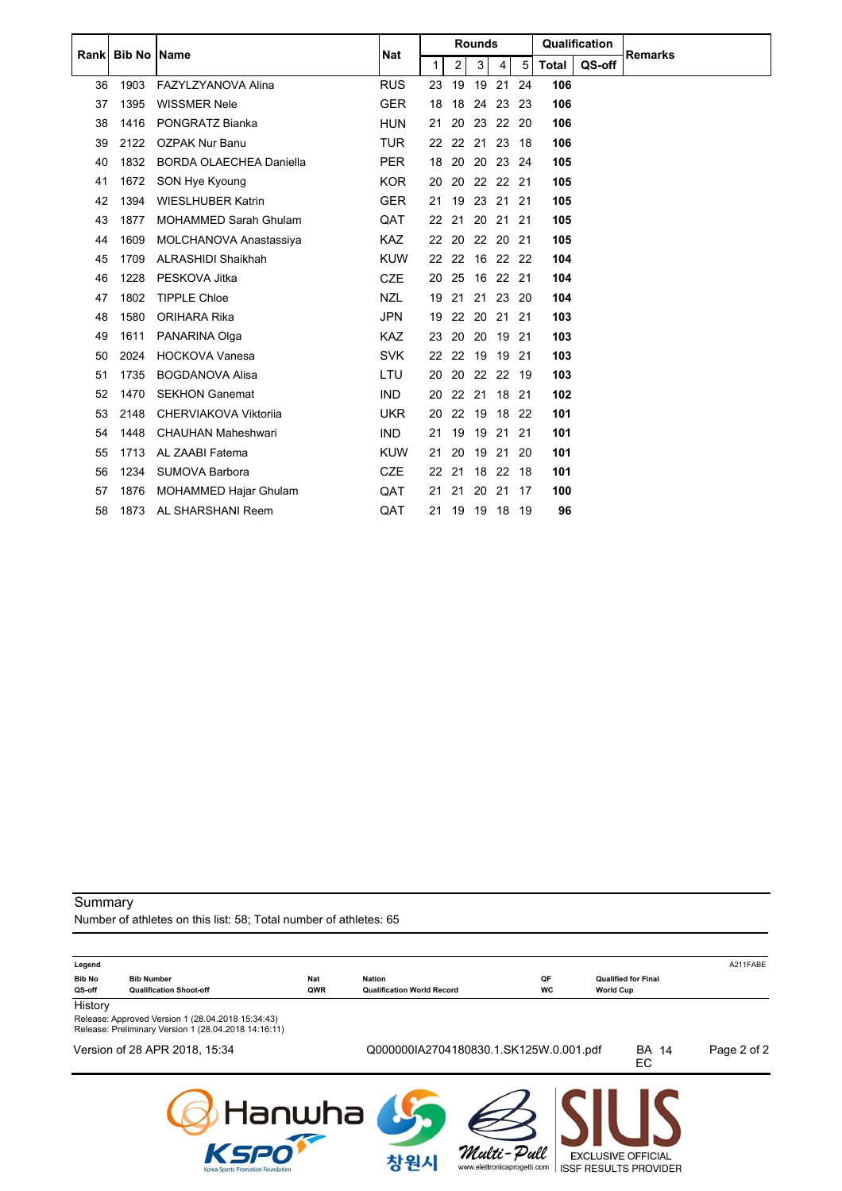| Rank | Bib No | Name | Nat | Rounds | | | | | Qualification | | Remarks |
|---|---|---|---|---|---|---|---|---|---|---|---|
| | | | | 1 | 2 | 3 | 4 | 5 | Total | QS-off | |
| 36 | 1903 | FAZYLZYANOVA Alina | RUS | 23 | 19 | 19 | 21 | 24 | **106** | | |
| 37 | 1395 | WISSMER Nele | GER | 18 | 18 | 24 | 23 | 23 | **106** | | |
| 38 | 1416 | PONGRATZ Bianka | HUN | 21 | 20 | 23 | 22 | 20 | **106** | | |
| 39 | 2122 | OZPAK Nur Banu | TUR | 22 | 22 | 21 | 23 | 18 | **106** | | |
| 40 | 1832 | BORDA OLAECHEA Daniella | PER | 18 | 20 | 20 | 23 | 24 | **105** | | |
| 41 | 1672 | SON Hye Kyoung | KOR | 20 | 20 | 22 | 22 | 21 | **105** | | |
| 42 | 1394 | WIESLHUBER Katrin | GER | 21 | 19 | 23 | 21 | 21 | **105** | | |
| 43 | 1877 | MOHAMMED Sarah Ghulam | QAT | 22 | 21 | 20 | 21 | 21 | **105** | | |
| 44 | 1609 | MOLCHANOVA Anastassiya | KAZ | 22 | 20 | 22 | 20 | 21 | **105** | | |
| 45 | 1709 | ALRASHIDI Shaikhah | KUW | 22 | 22 | 16 | 22 | 22 | **104** | | |
| 46 | 1228 | PESKOVA Jitka | CZE | 20 | 25 | 16 | 22 | 21 | **104** | | |
| 47 | 1802 | TIPPLE Chloe | NZL | 19 | 21 | 21 | 23 | 20 | **104** | | |
| 48 | 1580 | ORIHARA Rika | JPN | 19 | 22 | 20 | 21 | 21 | **103** | | |
| 49 | 1611 | PANARINA Olga | KAZ | 23 | 20 | 20 | 19 | 21 | **103** | | |
| 50 | 2024 | HOCKOVA Vanesa | SVK | 22 | 22 | 19 | 19 | 21 | **103** | | |
| 51 | 1735 | BOGDANOVA Alisa | LTU | 20 | 20 | 22 | 22 | 19 | **103** | | |
| 52 | 1470 | SEKHON Ganemat | IND | 20 | 22 | 21 | 18 | 21 | **102** | | |
| 53 | 2148 | CHERVIAKOVA Viktoriia | UKR | 20 | 22 | 19 | 18 | 22 | **101** | | |
| 54 | 1448 | CHAUHAN Maheshwari | IND | 21 | 19 | 19 | 21 | 21 | **101** | | |
| 55 | 1713 | AL ZAABI Fatema | KUW | 21 | 20 | 19 | 21 | 20 | **101** | | |
| 56 | 1234 | SUMOVA Barbora | CZE | 22 | 21 | 18 | 22 | 18 | **101** | | |
| 57 | 1876 | MOHAMMED Hajar Ghulam | QAT | 21 | 21 | 20 | 21 | 17 | **100** | | |
| 58 | 1873 | AL SHARSHANI Reem | QAT | 21 | 19 | 19 | 18 | 19 | **96** | | |

Summary

Number of athletes on this list: 58; Total number of athletes: 65

**Legend**

| | | | | | |
|---|---|---|---|---|---|
| **Bib No** | **Bib Number** | **Nat** | **Nation** | **QF** | **Qualified for Final** |
| **QS-off** | **Qualification Shoot-off** | **QWR** | **Qualification World Record** | **WC** | **World Cup** |

A211FABE

History

Release: Approved Version 1 (28.04.2018 15:34:43)
Release: Preliminary Version 1 (28.04.2018 14:16:11)

Version of 28 APR 2018, 15:34

Q000000IA2704180830.1.SK125W.0.001.pdf

BA 14
EC

Hanwha KSPO Korea Sports Promotion Foundation 창원시 Multi-Pull www.elettronicaprogetti.com SIUS EXCLUSIVE OFFICIAL ISSF RESULTS PROVIDER